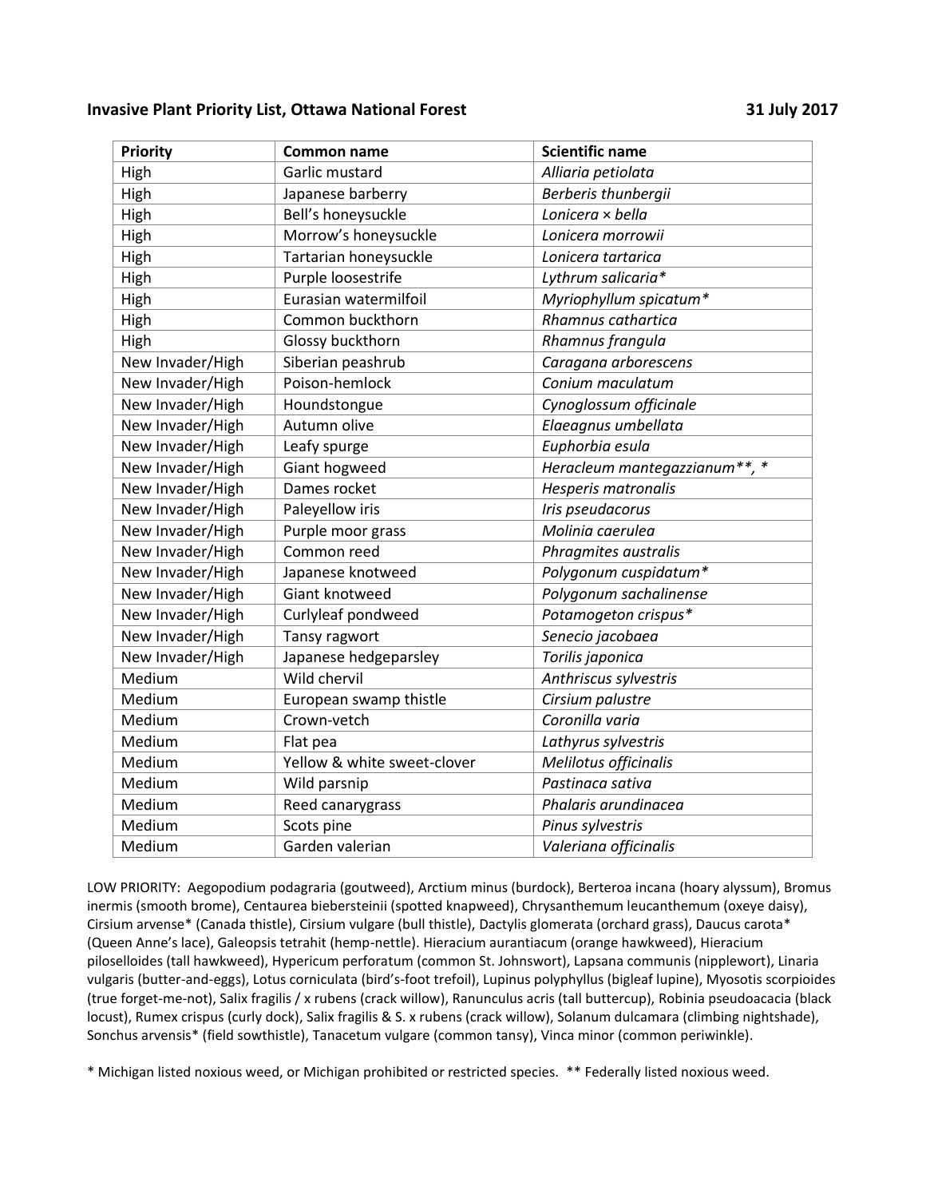**Invasive Plant Priority List, Ottawa National Forest** **31 July 2017**

| Priority | Common name | Scientific name |
|---|---|---|
| High | Garlic mustard | *Alliaria petiolata* |
| High | Japanese barberry | *Berberis thunbergii* |
| High | Bell's honeysuckle | *Lonicera × bella* |
| High | Morrow's honeysuckle | *Lonicera morrowii* |
| High | Tartarian honeysuckle | *Lonicera tartarica* |
| High | Purple loosestrife | *Lythrum salicaria** |
| High | Eurasian watermilfoil | *Myriophyllum spicatum** |
| High | Common buckthorn | *Rhamnus cathartica* |
| High | Glossy buckthorn | *Rhamnus frangula* |
| New Invader/High | Siberian peashrub | *Caragana arborescens* |
| New Invader/High | Poison-hemlock | *Conium maculatum* |
| New Invader/High | Houndstongue | *Cynoglossum officinale* |
| New Invader/High | Autumn olive | *Elaeagnus umbellata* |
| New Invader/High | Leafy spurge | *Euphorbia esula* |
| New Invader/High | Giant hogweed | *Heracleum mantegazzianum**, ** |
| New Invader/High | Dames rocket | *Hesperis matronalis* |
| New Invader/High | Paleyellow iris | *Iris pseudacorus* |
| New Invader/High | Purple moor grass | *Molinia caerulea* |
| New Invader/High | Common reed | *Phragmites australis* |
| New Invader/High | Japanese knotweed | *Polygonum cuspidatum** |
| New Invader/High | Giant knotweed | *Polygonum sachalinense* |
| New Invader/High | Curlyleaf pondweed | *Potamogeton crispus** |
| New Invader/High | Tansy ragwort | *Senecio jacobaea* |
| New Invader/High | Japanese hedgeparsley | *Torilis japonica* |
| Medium | Wild chervil | *Anthriscus sylvestris* |
| Medium | European swamp thistle | *Cirsium palustre* |
| Medium | Crown-vetch | *Coronilla varia* |
| Medium | Flat pea | *Lathyrus sylvestris* |
| Medium | Yellow & white sweet-clover | *Melilotus officinalis* |
| Medium | Wild parsnip | *Pastinaca sativa* |
| Medium | Reed canarygrass | *Phalaris arundinacea* |
| Medium | Scots pine | *Pinus sylvestris* |
| Medium | Garden valerian | *Valeriana officinalis* |

LOW PRIORITY: Aegopodium podagraria (goutweed), Arctium minus (burdock), Berteroa incana (hoary alyssum), Bromus inermis (smooth brome), Centaurea biebersteinii (spotted knapweed), Chrysanthemum leucanthemum (oxeye daisy), Cirsium arvense* (Canada thistle), Cirsium vulgare (bull thistle), Dactylis glomerata (orchard grass), Daucus carota* (Queen Anne's lace), Galeopsis tetrahit (hemp-nettle). Hieracium aurantiacum (orange hawkweed), Hieracium piloselloides (tall hawkweed), Hypericum perforatum (common St. Johnswort), Lapsana communis (nipplewort), Linaria vulgaris (butter-and-eggs), Lotus corniculata (bird's-foot trefoil), Lupinus polyphyllus (bigleaf lupine), Myosotis scorpioides (true forget-me-not), Salix fragilis / x rubens (crack willow), Ranunculus acris (tall buttercup), Robinia pseudoacacia (black locust), Rumex crispus (curly dock), Salix fragilis & S. x rubens (crack willow), Solanum dulcamara (climbing nightshade), Sonchus arvensis* (field sowthistle), Tanacetum vulgare (common tansy), Vinca minor (common periwinkle).

* Michigan listed noxious weed, or Michigan prohibited or restricted species. ** Federally listed noxious weed.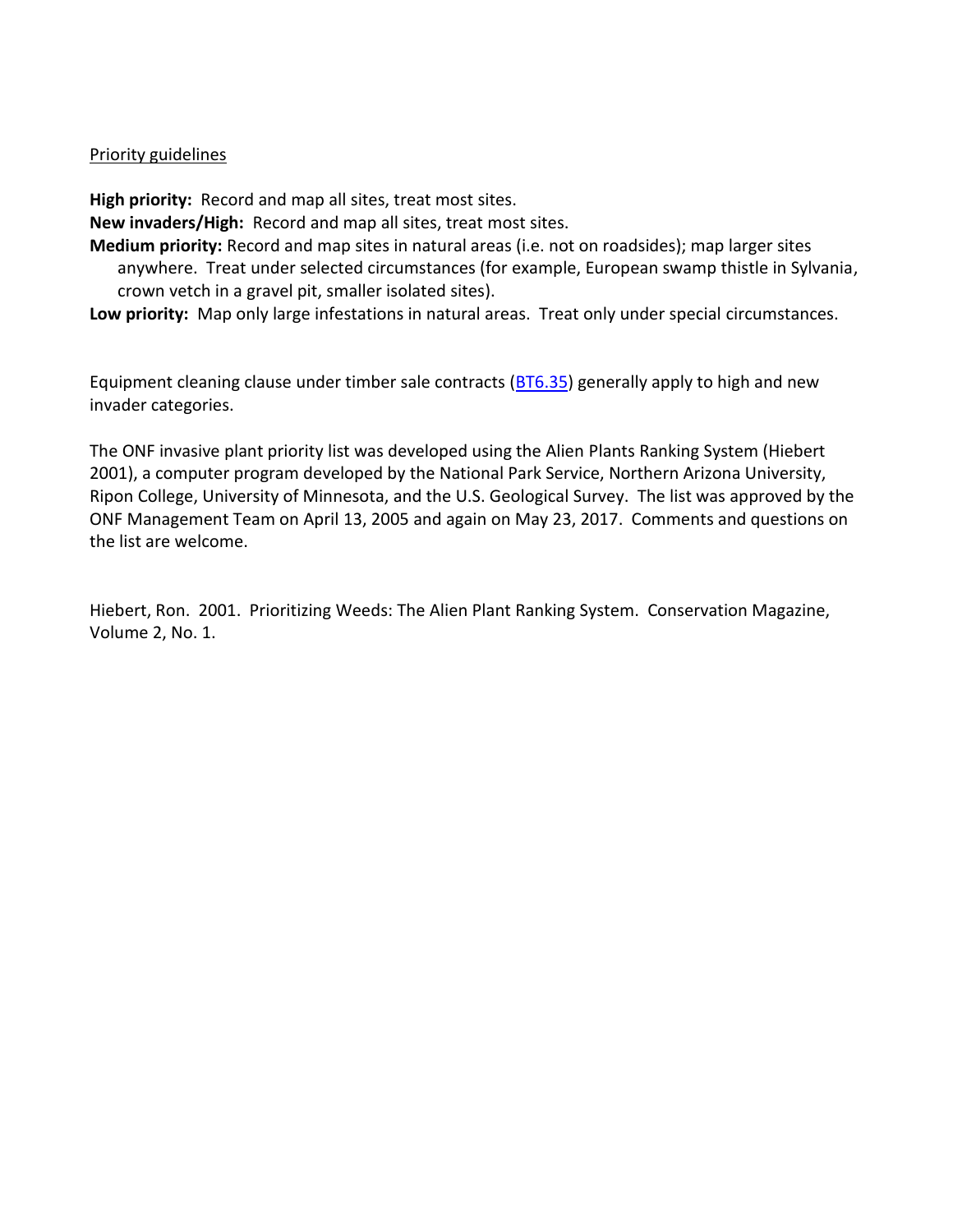Priority guidelines

**High priority:** Record and map all sites, treat most sites.

**New invaders/High:** Record and map all sites, treat most sites.

**Medium priority:** Record and map sites in natural areas (i.e. not on roadsides); map larger sites anywhere. Treat under selected circumstances (for example, European swamp thistle in Sylvania, crown vetch in a gravel pit, smaller isolated sites).

**Low priority:** Map only large infestations in natural areas. Treat only under special circumstances.

Equipment cleaning clause under timber sale contracts (BT6.35) generally apply to high and new invader categories.

The ONF invasive plant priority list was developed using the Alien Plants Ranking System (Hiebert 2001), a computer program developed by the National Park Service, Northern Arizona University, Ripon College, University of Minnesota, and the U.S. Geological Survey. The list was approved by the ONF Management Team on April 13, 2005 and again on May 23, 2017. Comments and questions on the list are welcome.

Hiebert, Ron. 2001. Prioritizing Weeds: The Alien Plant Ranking System. Conservation Magazine, Volume 2, No. 1.